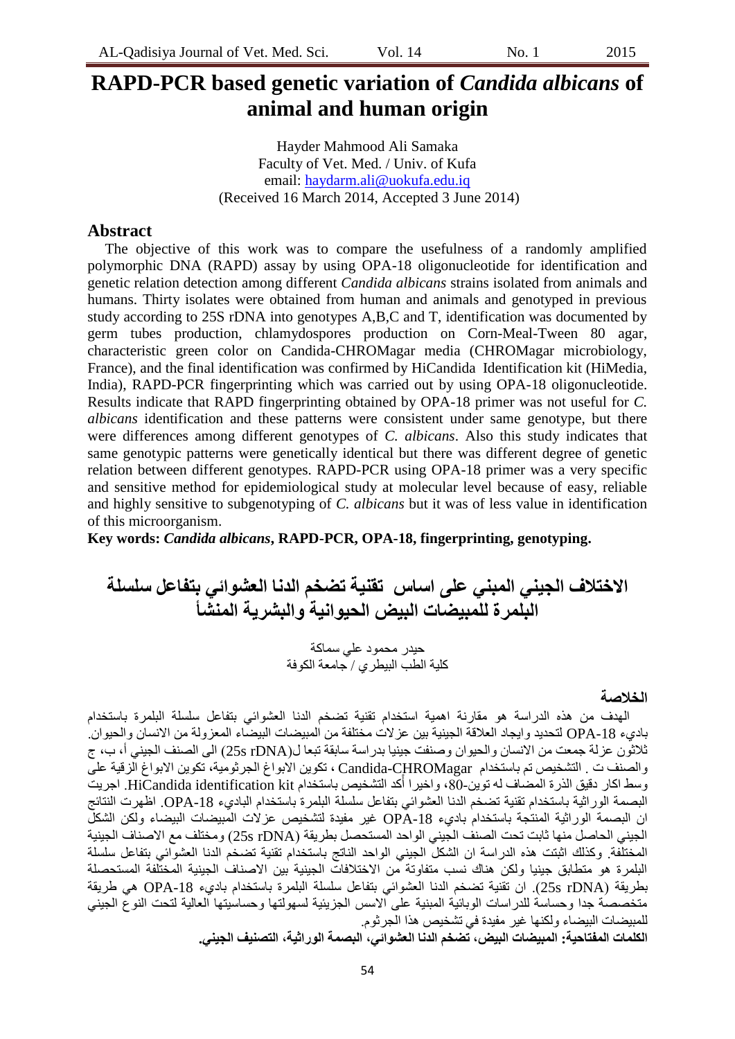# RAPD-PCR based genetic variation of *Candida albicans* of animal and human origin

Hayder Mahmood Ali Samaka
Faculty of Vet. Med. / Univ. of Kufa
email: haydarm.ali@uokufa.edu.iq
(Received 16 March 2014, Accepted 3 June 2014)

## Abstract

The objective of this work was to compare the usefulness of a randomly amplified polymorphic DNA (RAPD) assay by using OPA-18 oligonucleotide for identification and genetic relation detection among different *Candida albicans* strains isolated from animals and humans. Thirty isolates were obtained from human and animals and genotyped in previous study according to 25S rDNA into genotypes A,B,C and T, identification was documented by germ tubes production, chlamydospores production on Corn-Meal-Tween 80 agar, characteristic green color on Candida-CHROMagar media (CHROMagar microbiology, France), and the final identification was confirmed by HiCandida Identification kit (HiMedia, India), RAPD-PCR fingerprinting which was carried out by using OPA-18 oligonucleotide. Results indicate that RAPD fingerprinting obtained by OPA-18 primer was not useful for *C. albicans* identification and these patterns were consistent under same genotype, but there were differences among different genotypes of *C. albicans*. Also this study indicates that same genotypic patterns were genetically identical but there was different degree of genetic relation between different genotypes. RAPD-PCR using OPA-18 primer was a very specific and sensitive method for epidemiological study at molecular level because of easy, reliable and highly sensitive to subgenotyping of *C. albicans* but it was of less value in identification of this microorganism.

**Key words: *Candida albicans*, RAPD-PCR, OPA-18, fingerprinting, genotyping.**

# الاختلاف الجيني المبني على اساس تقنية تضخم الدنا العشوائي بتفاعل سلسلة البلمرة للمبيضات البيض الحيوانية والبشرية المنشأ

حيدر محمود علي سماكة
كلية الطب البيطري / جامعة الكوفة

## الخلاصة

الهدف من هذه الدراسة هو مقارنة اهمية استخدام تقنية تضخم الدنا العشوائي بتفاعل سلسلة البلمرة باستخدام باديء OPA-18 لتحديد وايجاد العلاقة الجينية بين عزلات مختلفة من المبيضات البيضاء المعزولة من الانسان والحيوان. ثلاثون عزلة جمعت من الانسان والحيوان وصنفت جينيا بدراسة سابقة تبعا ل(25s rDNA) الى الصنف الجيني أ، ب، ج والصنف ت . التشخيص تم باستخدام Candida-CHROMagar ، تكوين الابواغ الجرثومية، تكوين الابواغ الزقية على وسط اكار دقيق الذرة المضاف له توين-80، واخيرا أكد التشخيص باستخدام HiCandida identification kit. اجريت البصمة الوراثية باستخدام تقنية تضخم الدنا العشوائي بتفاعل سلسلة البلمرة باستخدام الباديء OPA-18. اظهرت النتائج ان البصمة الوراثية المنتجة باستخدام باديء OPA-18 غير مفيدة لتشخيص عزلات المبيضات البيضاء ولكن الشكل الجيني الحاصل منها ثابت تحت الصنف الجيني الواحد المستحصل بطريقة (25s rDNA) ومختلف مع الاصناف الجينية المختلفة. وكذلك اثبتت هذه الدراسة ان الشكل الجيني الواحد الناتج باستخدام تقنية تضخم الدنا العشوائي بتفاعل سلسلة البلمرة هو متطابق جينيا ولكن هناك نسب متفاوتة من الاختلافات الجينية بين الاصناف الجينية المختلفة المستحصلة بطريقة (25s rDNA). ان تقنية تضخم الدنا العشوائي بتفاعل سلسلة البلمرة باستخدام باديء OPA-18 هي طريقة متخصصة جدا وحساسة للدراسات الوبائية المبنية على الاسس الجزيئية لسهولتها وحساسيتها العالية لتحت النوع الجيني للمبيضات البيضاء ولكنها غير مفيدة في تشخيص هذا الجرثوم.

**الكلمات المفتاحية: المبيضات البيض، تضخم الدنا العشوائي، البصمة الوراثية، التصنيف الجيني.**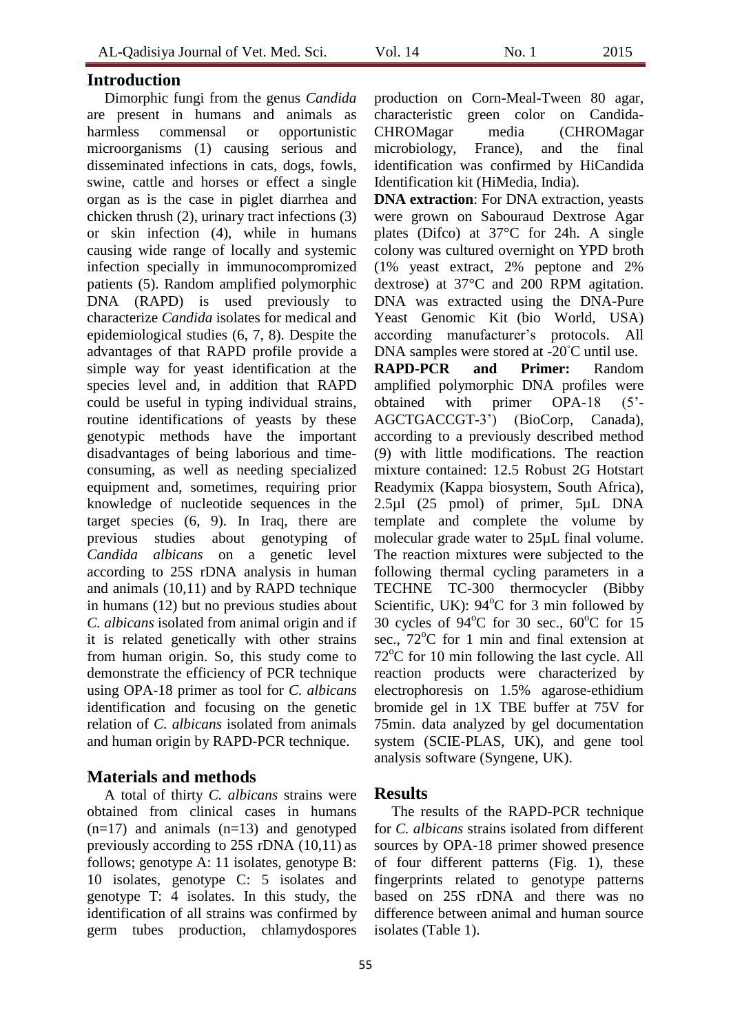## Introduction

Dimorphic fungi from the genus *Candida* are present in humans and animals as harmless commensal or opportunistic microorganisms (1) causing serious and disseminated infections in cats, dogs, fowls, swine, cattle and horses or effect a single organ as is the case in piglet diarrhea and chicken thrush (2), urinary tract infections (3) or skin infection (4), while in humans causing wide range of locally and systemic infection specially in immunocompromized patients (5). Random amplified polymorphic DNA (RAPD) is used previously to characterize *Candida* isolates for medical and epidemiological studies (6, 7, 8). Despite the advantages of that RAPD profile provide a simple way for yeast identification at the species level and, in addition that RAPD could be useful in typing individual strains, routine identifications of yeasts by these genotypic methods have the important disadvantages of being laborious and time-consuming, as well as needing specialized equipment and, sometimes, requiring prior knowledge of nucleotide sequences in the target species (6, 9). In Iraq, there are previous studies about genotyping of *Candida albicans* on a genetic level according to 25S rDNA analysis in human and animals (10,11) and by RAPD technique in humans (12) but no previous studies about *C. albicans* isolated from animal origin and if it is related genetically with other strains from human origin. So, this study come to demonstrate the efficiency of PCR technique using OPA-18 primer as tool for *C. albicans* identification and focusing on the genetic relation of *C. albicans* isolated from animals and human origin by RAPD-PCR technique.

## Materials and methods

A total of thirty *C. albicans* strains were obtained from clinical cases in humans (n=17) and animals (n=13) and genotyped previously according to 25S rDNA (10,11) as follows; genotype A: 11 isolates, genotype B: 10 isolates, genotype C: 5 isolates and genotype T: 4 isolates. In this study, the identification of all strains was confirmed by germ tubes production, chlamydospores production on Corn-Meal-Tween 80 agar, characteristic green color on Candida-CHROMagar media (CHROMagar microbiology, France), and the final identification was confirmed by HiCandida Identification kit (HiMedia, India).

**DNA extraction**: For DNA extraction, yeasts were grown on Sabouraud Dextrose Agar plates (Difco) at 37°C for 24h. A single colony was cultured overnight on YPD broth (1% yeast extract, 2% peptone and 2% dextrose) at 37°C and 200 RPM agitation. DNA was extracted using the DNA-Pure Yeast Genomic Kit (bio World, USA) according manufacturer's protocols. All DNA samples were stored at -20°C until use.

**RAPD-PCR and Primer:** Random amplified polymorphic DNA profiles were obtained with primer OPA-18 (5'-AGCTGACCGT-3') (BioCorp, Canada), according to a previously described method (9) with little modifications. The reaction mixture contained: 12.5 Robust 2G Hotstart Readymix (Kappa biosystem, South Africa), 2.5µl (25 pmol) of primer, 5µL DNA template and complete the volume by molecular grade water to 25µL final volume. The reaction mixtures were subjected to the following thermal cycling parameters in a TECHNE TC-300 thermocycler (Bibby Scientific, UK): 94°C for 3 min followed by 30 cycles of 94°C for 30 sec., 60°C for 15 sec., 72°C for 1 min and final extension at 72°C for 10 min following the last cycle. All reaction products were characterized by electrophoresis on 1.5% agarose-ethidium bromide gel in 1X TBE buffer at 75V for 75min. data analyzed by gel documentation system (SCIE-PLAS, UK), and gene tool analysis software (Syngene, UK).

## Results

The results of the RAPD-PCR technique for *C. albicans* strains isolated from different sources by OPA-18 primer showed presence of four different patterns (Fig. 1), these fingerprints related to genotype patterns based on 25S rDNA and there was no difference between animal and human source isolates (Table 1).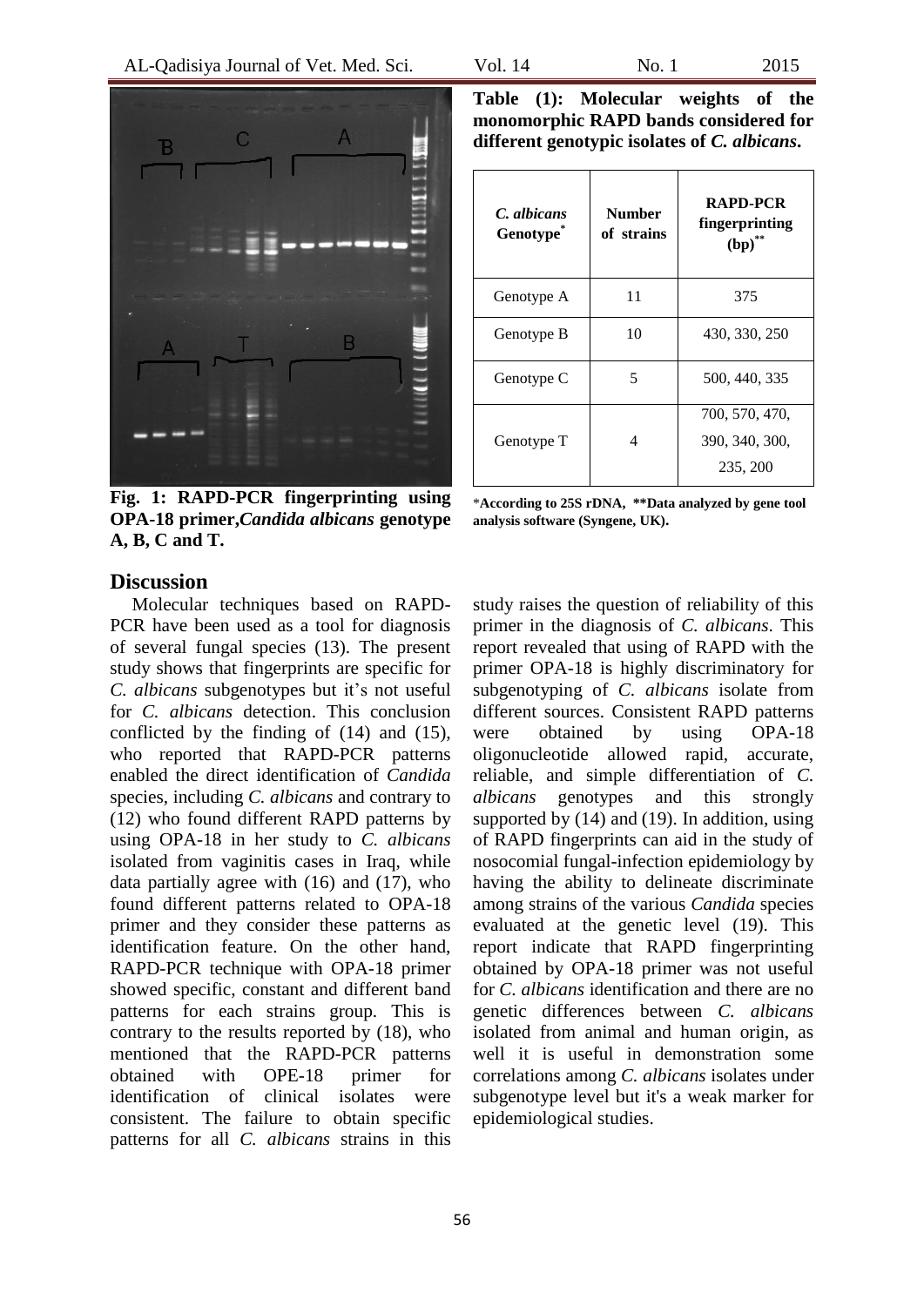Fig. 1: RAPD-PCR fingerprinting using OPA-18 primer, *Candida albicans* genotype A, B, C and T.

**Table (1): Molecular weights of the monomorphic RAPD bands considered for different genotypic isolates of *C. albicans*.**

| *C. albicans* Genotype* | Number of strains | RAPD-PCR fingerprinting (bp)** |
|---|---|---|
| Genotype A | 11 | 375 |
| Genotype B | 10 | 430, 330, 250 |
| Genotype C | 5 | 500, 440, 335 |
| Genotype T | 4 | 700, 570, 470, 390, 340, 300, 235, 200 |

*According to 25S rDNA, **Data analyzed by gene tool analysis software (Syngene, UK).

## Discussion

Molecular techniques based on RAPD-PCR have been used as a tool for diagnosis of several fungal species (13). The present study shows that fingerprints are specific for *C. albicans* subgenotypes but it's not useful for *C. albicans* detection. This conclusion conflicted by the finding of (14) and (15), who reported that RAPD-PCR patterns enabled the direct identification of *Candida* species, including *C. albicans* and contrary to (12) who found different RAPD patterns by using OPA-18 in her study to *C. albicans* isolated from vaginitis cases in Iraq, while data partially agree with (16) and (17), who found different patterns related to OPA-18 primer and they consider these patterns as identification feature. On the other hand, RAPD-PCR technique with OPA-18 primer showed specific, constant and different band patterns for each strains group. This is contrary to the results reported by (18), who mentioned that the RAPD-PCR patterns obtained with OPE-18 primer for identification of clinical isolates were consistent. The failure to obtain specific patterns for all *C. albicans* strains in this study raises the question of reliability of this primer in the diagnosis of *C. albicans*. This report revealed that using of RAPD with the primer OPA-18 is highly discriminatory for subgenotyping of *C. albicans* isolate from different sources. Consistent RAPD patterns were obtained by using OPA-18 oligonucleotide allowed rapid, accurate, reliable, and simple differentiation of *C. albicans* genotypes and this strongly supported by (14) and (19). In addition, using of RAPD fingerprints can aid in the study of nosocomial fungal-infection epidemiology by having the ability to delineate discriminate among strains of the various *Candida* species evaluated at the genetic level (19). This report indicate that RAPD fingerprinting obtained by OPA-18 primer was not useful for *C. albicans* identification and there are no genetic differences between *C. albicans* isolated from animal and human origin, as well it is useful in demonstration some correlations among *C. albicans* isolates under subgenotype level but it's a weak marker for epidemiological studies.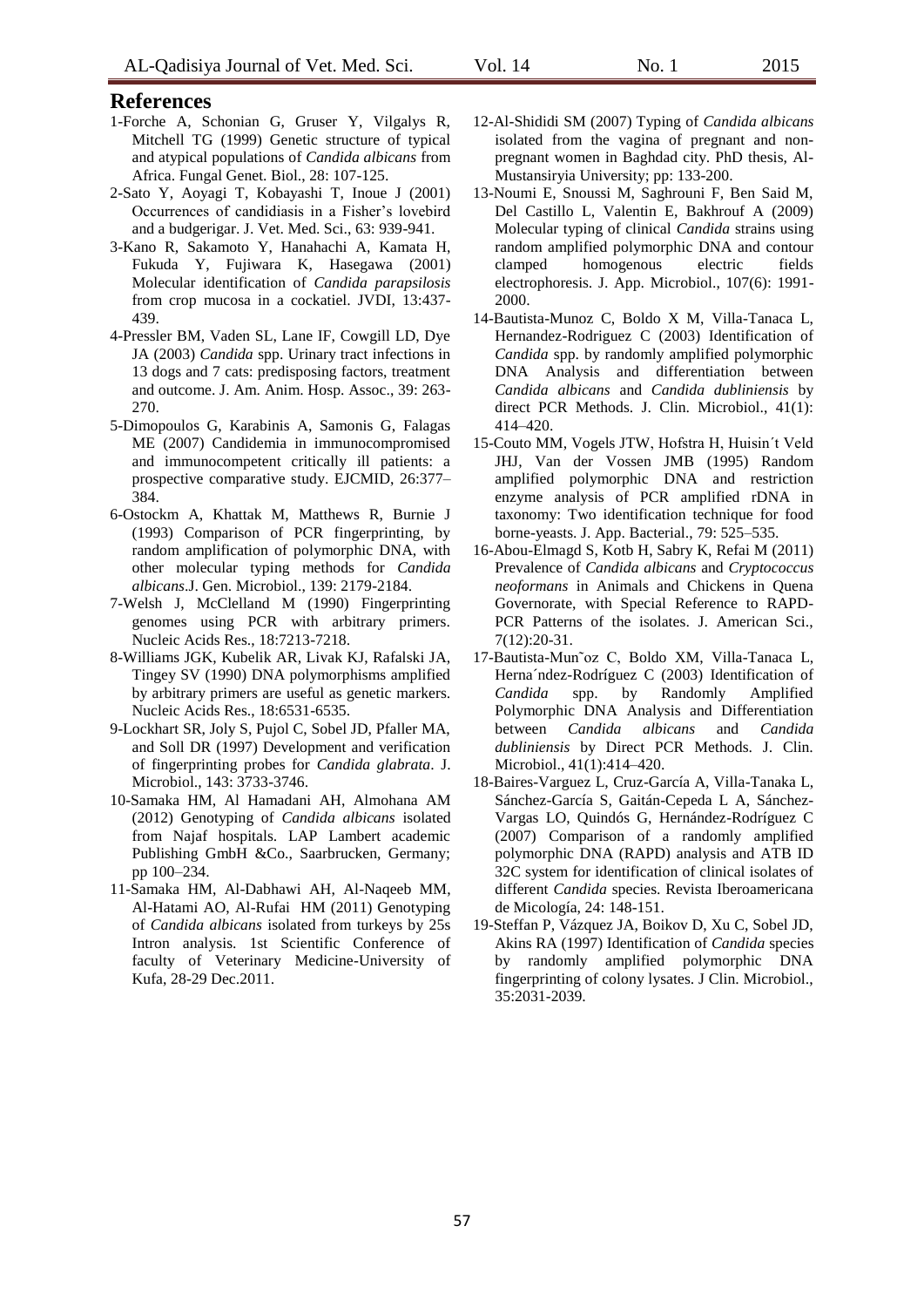## References

1-Forche A, Schonian G, Gruser Y, Vilgalys R, Mitchell TG (1999) Genetic structure of typical and atypical populations of *Candida albicans* from Africa. Fungal Genet. Biol., 28: 107-125.

2-Sato Y, Aoyagi T, Kobayashi T, Inoue J (2001) Occurrences of candidiasis in a Fisher's lovebird and a budgerigar. J. Vet. Med. Sci., 63: 939-941.

3-Kano R, Sakamoto Y, Hanahachi A, Kamata H, Fukuda Y, Fujiwara K, Hasegawa (2001) Molecular identification of *Candida parapsilosis* from crop mucosa in a cockatiel. JVDI, 13:437-439.

4-Pressler BM, Vaden SL, Lane IF, Cowgill LD, Dye JA (2003) *Candida* spp. Urinary tract infections in 13 dogs and 7 cats: predisposing factors, treatment and outcome. J. Am. Anim. Hosp. Assoc., 39: 263-270.

5-Dimopoulos G, Karabinis A, Samonis G, Falagas ME (2007) Candidemia in immunocompromised and immunocompetent critically ill patients: a prospective comparative study. EJCMID, 26:377–384.

6-Ostockm A, Khattak M, Matthews R, Burnie J (1993) Comparison of PCR fingerprinting, by random amplification of polymorphic DNA, with other molecular typing methods for *Candida albicans*.J. Gen. Microbiol., 139: 2179-2184.

7-Welsh J, McClelland M (1990) Fingerprinting genomes using PCR with arbitrary primers. Nucleic Acids Res., 18:7213-7218.

8-Williams JGK, Kubelik AR, Livak KJ, Rafalski JA, Tingey SV (1990) DNA polymorphisms amplified by arbitrary primers are useful as genetic markers. Nucleic Acids Res., 18:6531-6535.

9-Lockhart SR, Joly S, Pujol C, Sobel JD, Pfaller MA, and Soll DR (1997) Development and verification of fingerprinting probes for *Candida glabrata*. J. Microbiol., 143: 3733-3746.

10-Samaka HM, Al Hamadani AH, Almohana AM (2012) Genotyping of *Candida albicans* isolated from Najaf hospitals. LAP Lambert academic Publishing GmbH &Co., Saarbrucken, Germany; pp 100–234.

11-Samaka HM, Al-Dabhawi AH, Al-Naqeeb MM, Al-Hatami AO, Al-Rufai HM (2011) Genotyping of *Candida albicans* isolated from turkeys by 25s Intron analysis. 1st Scientific Conference of faculty of Veterinary Medicine-University of Kufa, 28-29 Dec.2011.

12-Al-Shididi SM (2007) Typing of *Candida albicans* isolated from the vagina of pregnant and non-pregnant women in Baghdad city. PhD thesis, Al-Mustansiryia University; pp: 133-200.

13-Noumi E, Snoussi M, Saghrouni F, Ben Said M, Del Castillo L, Valentin E, Bakhrouf A (2009) Molecular typing of clinical *Candida* strains using random amplified polymorphic DNA and contour clamped homogenous electric fields electrophoresis. J. App. Microbiol., 107(6): 1991-2000.

14-Bautista-Munoz C, Boldo X M, Villa-Tanaca L, Hernandez-Rodriguez C (2003) Identification of *Candida* spp. by randomly amplified polymorphic DNA Analysis and differentiation between *Candida albicans* and *Candida dubliniensis* by direct PCR Methods. J. Clin. Microbiol., 41(1): 414–420.

15-Couto MM, Vogels JTW, Hofstra H, Huisin´t Veld JHJ, Van der Vossen JMB (1995) Random amplified polymorphic DNA and restriction enzyme analysis of PCR amplified rDNA in taxonomy: Two identification technique for food borne-yeasts. J. App. Bacterial., 79: 525–535.

16-Abou-Elmagd S, Kotb H, Sabry K, Refai M (2011) Prevalence of *Candida albicans* and *Cryptococcus neoformans* in Animals and Chickens in Quena Governorate, with Special Reference to RAPD-PCR Patterns of the isolates. J. American Sci., 7(12):20-31.

17-Bautista-Mun˜oz C, Boldo XM, Villa-Tanaca L, Herna´ndez-Rodríguez C (2003) Identification of *Candida* spp. by Randomly Amplified Polymorphic DNA Analysis and Differentiation between *Candida albicans* and *Candida dubliniensis* by Direct PCR Methods. J. Clin. Microbiol., 41(1):414–420.

18-Baires-Varguez L, Cruz-García A, Villa-Tanaka L, Sánchez-García S, Gaitán-Cepeda L A, Sánchez-Vargas LO, Quindós G, Hernández-Rodríguez C (2007) Comparison of a randomly amplified polymorphic DNA (RAPD) analysis and ATB ID 32C system for identification of clinical isolates of different *Candida* species. Revista Iberoamericana de Micología, 24: 148-151.

19-Steffan P, Vázquez JA, Boikov D, Xu C, Sobel JD, Akins RA (1997) Identification of *Candida* species by randomly amplified polymorphic DNA fingerprinting of colony lysates. J Clin. Microbiol., 35:2031-2039.